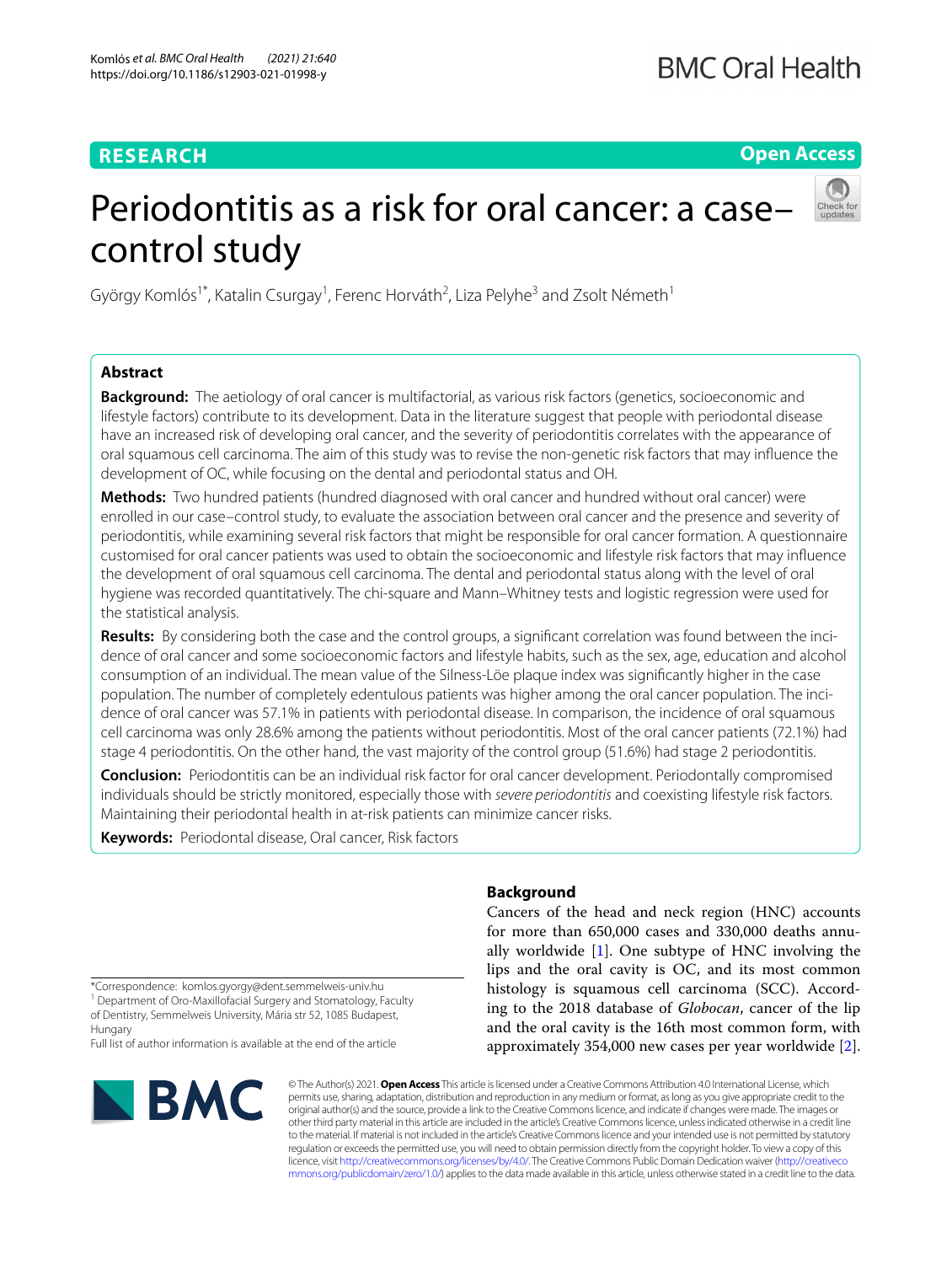RESEARCH

Open Access

# Periodontitis as a risk for oral cancer: a case–control study

György Komlós[1*], Katalin Csurgay[1], Ferenc Horváth[2], Liza Pelyhe[3] and Zsolt Németh[1]

## Abstract

**Background:** The aetiology of oral cancer is multifactorial, as various risk factors (genetics, socioeconomic and lifestyle factors) contribute to its development. Data in the literature suggest that people with periodontal disease have an increased risk of developing oral cancer, and the severity of periodontitis correlates with the appearance of oral squamous cell carcinoma. The aim of this study was to revise the non-genetic risk factors that may influence the development of OC, while focusing on the dental and periodontal status and OH.

**Methods:** Two hundred patients (hundred diagnosed with oral cancer and hundred without oral cancer) were enrolled in our case–control study, to evaluate the association between oral cancer and the presence and severity of periodontitis, while examining several risk factors that might be responsible for oral cancer formation. A questionnaire customised for oral cancer patients was used to obtain the socioeconomic and lifestyle risk factors that may influence the development of oral squamous cell carcinoma. The dental and periodontal status along with the level of oral hygiene was recorded quantitatively. The chi-square and Mann–Whitney tests and logistic regression were used for the statistical analysis.

**Results:** By considering both the case and the control groups, a significant correlation was found between the incidence of oral cancer and some socioeconomic factors and lifestyle habits, such as the sex, age, education and alcohol consumption of an individual. The mean value of the Silness-Löe plaque index was significantly higher in the case population. The number of completely edentulous patients was higher among the oral cancer population. The incidence of oral cancer was 57.1% in patients with periodontal disease. In comparison, the incidence of oral squamous cell carcinoma was only 28.6% among the patients without periodontitis. Most of the oral cancer patients (72.1%) had stage 4 periodontitis. On the other hand, the vast majority of the control group (51.6%) had stage 2 periodontitis.

**Conclusion:** Periodontitis can be an individual risk factor for oral cancer development. Periodontally compromised individuals should be strictly monitored, especially those with *severe periodontitis* and coexisting lifestyle risk factors. Maintaining their periodontal health in at-risk patients can minimize cancer risks.

**Keywords:** Periodontal disease, Oral cancer, Risk factors

## Background

Cancers of the head and neck region (HNC) accounts for more than 650,000 cases and 330,000 deaths annually worldwide [1]. One subtype of HNC involving the lips and the oral cavity is OC, and its most common histology is squamous cell carcinoma (SCC). According to the 2018 database of *Globocan*, cancer of the lip and the oral cavity is the 16th most common form, with approximately 354,000 new cases per year worldwide [2].

*Correspondence: komlos.gyorgy@dent.semmelweis-univ.hu
[1] Department of Oro-Maxillofacial Surgery and Stomatology, Faculty of Dentistry, Semmelweis University, Mária str 52, 1085 Budapest, Hungary
Full list of author information is available at the end of the article

© The Author(s) 2021. **Open Access** This article is licensed under a Creative Commons Attribution 4.0 International License, which permits use, sharing, adaptation, distribution and reproduction in any medium or format, as long as you give appropriate credit to the original author(s) and the source, provide a link to the Creative Commons licence, and indicate if changes were made. The images or other third party material in this article are included in the article's Creative Commons licence, unless indicated otherwise in a credit line to the material. If material is not included in the article's Creative Commons licence and your intended use is not permitted by statutory regulation or exceeds the permitted use, you will need to obtain permission directly from the copyright holder. To view a copy of this licence, visit http://creativecommons.org/licenses/by/4.0/. The Creative Commons Public Domain Dedication waiver (http://creativecommons.org/publicdomain/zero/1.0/) applies to the data made available in this article, unless otherwise stated in a credit line to the data.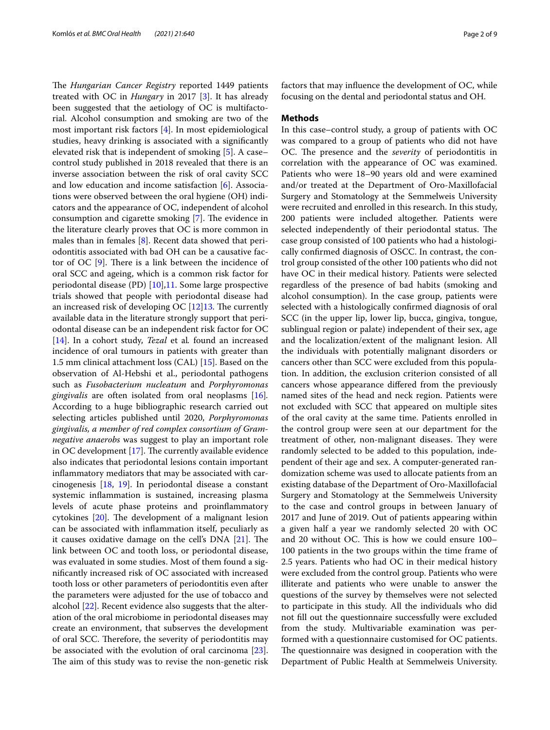The *Hungarian Cancer Registry* reported 1449 patients treated with OC in *Hungary* in 2017 [3]. It has already been suggested that the aetiology of OC is multifactorial. Alcohol consumption and smoking are two of the most important risk factors [4]. In most epidemiological studies, heavy drinking is associated with a significantly elevated risk that is independent of smoking [5]. A case–control study published in 2018 revealed that there is an inverse association between the risk of oral cavity SCC and low education and income satisfaction [6]. Associations were observed between the oral hygiene (OH) indicators and the appearance of OC, independent of alcohol consumption and cigarette smoking [7]. The evidence in the literature clearly proves that OC is more common in males than in females [8]. Recent data showed that periodontitis associated with bad OH can be a causative factor of OC [9]. There is a link between the incidence of oral SCC and ageing, which is a common risk factor for periodontal disease (PD) [10],11. Some large prospective trials showed that people with periodontal disease had an increased risk of developing OC [12]13. The currently available data in the literature strongly support that periodontal disease can be an independent risk factor for OC [14]. In a cohort study, *Tezal* et al*.* found an increased incidence of oral tumours in patients with greater than 1.5 mm clinical attachment loss (CAL) [15]. Based on the observation of Al-Hebshi et al., periodontal pathogens such as *Fusobacterium nucleatum* and *Porphyromonas gingivalis* are often isolated from oral neoplasms [16]*.* According to a huge bibliographic research carried out selecting articles published until 2020, *Porphyromonas gingivalis, a member of red complex consortium of Gram-negative anaerobs* was suggest to play an important role in OC development [17]. The currently available evidence also indicates that periodontal lesions contain important inflammatory mediators that may be associated with carcinogenesis [18, 19]. In periodontal disease a constant systemic inflammation is sustained, increasing plasma levels of acute phase proteins and proinflammatory cytokines [20]. The development of a malignant lesion can be associated with inflammation itself, peculiarly as it causes oxidative damage on the cell's DNA [21]. The link between OC and tooth loss, or periodontal disease, was evaluated in some studies. Most of them found a significantly increased risk of OC associated with increased tooth loss or other parameters of periodontitis even after the parameters were adjusted for the use of tobacco and alcohol [22]. Recent evidence also suggests that the alteration of the oral microbiome in periodontal diseases may create an environment, that subserves the development of oral SCC. Therefore, the severity of periodontitis may be associated with the evolution of oral carcinoma [23]. The aim of this study was to revise the non-genetic risk factors that may influence the development of OC, while focusing on the dental and periodontal status and OH.

## Methods

In this case–control study, a group of patients with OC was compared to a group of patients who did not have OC. The presence and the *severity* of periodontitis in correlation with the appearance of OC was examined. Patients who were 18–90 years old and were examined and/or treated at the Department of Oro-Maxillofacial Surgery and Stomatology at the Semmelweis University were recruited and enrolled in this research. In this study, 200 patients were included altogether. Patients were selected independently of their periodontal status. The case group consisted of 100 patients who had a histologically confirmed diagnosis of OSCC. In contrast, the control group consisted of the other 100 patients who did not have OC in their medical history. Patients were selected regardless of the presence of bad habits (smoking and alcohol consumption). In the case group, patients were selected with a histologically confirmed diagnosis of oral SCC (in the upper lip, lower lip, bucca, gingiva, tongue, sublingual region or palate) independent of their sex, age and the localization/extent of the malignant lesion. All the individuals with potentially malignant disorders or cancers other than SCC were excluded from this population. In addition, the exclusion criterion consisted of all cancers whose appearance differed from the previously named sites of the head and neck region. Patients were not excluded with SCC that appeared on multiple sites of the oral cavity at the same time. Patients enrolled in the control group were seen at our department for the treatment of other, non-malignant diseases. They were randomly selected to be added to this population, independent of their age and sex. A computer-generated randomization scheme was used to allocate patients from an existing database of the Department of Oro-Maxillofacial Surgery and Stomatology at the Semmelweis University to the case and control groups in between January of 2017 and June of 2019. Out of patients appearing within a given half a year we randomly selected 20 with OC and 20 without OC. This is how we could ensure 100–100 patients in the two groups within the time frame of 2.5 years. Patients who had OC in their medical history were excluded from the control group. Patients who were illiterate and patients who were unable to answer the questions of the survey by themselves were not selected to participate in this study. All the individuals who did not fill out the questionnaire successfully were excluded from the study. Multivariable examination was performed with a questionnaire customised for OC patients. The questionnaire was designed in cooperation with the Department of Public Health at Semmelweis University.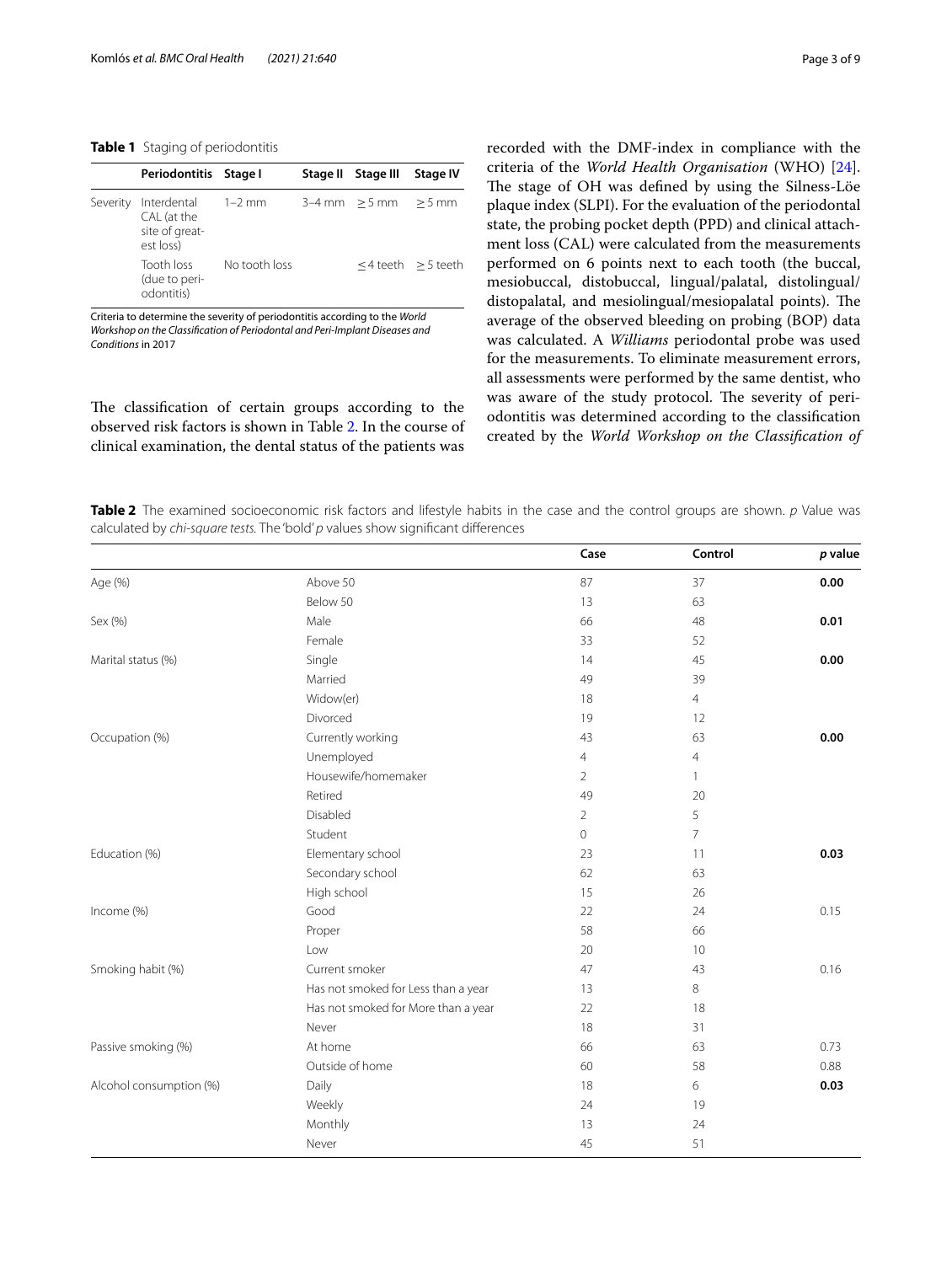**Table 1** Staging of periodontitis

| | Periodontitis | Stage I | Stage II | Stage III | Stage IV |
|---|---|---|---|---|---|
| Severity | Interdental CAL (at the site of greatest loss) | 1–2 mm | 3–4 mm | ≥ 5 mm | ≥ 5 mm |
| | Tooth loss (due to periodontitis) | No tooth loss | | ≤ 4 teeth | ≥ 5 teeth |

Criteria to determine the severity of periodontitis according to the *World Workshop on the Classification of Periodontal and Peri-Implant Diseases and Conditions* in 2017

The classification of certain groups according to the observed risk factors is shown in Table 2. In the course of clinical examination, the dental status of the patients was recorded with the DMF-index in compliance with the criteria of the *World Health Organisation* (WHO) [24]. The stage of OH was defined by using the Silness-Löe plaque index (SLPI). For the evaluation of the periodontal state, the probing pocket depth (PPD) and clinical attachment loss (CAL) were calculated from the measurements performed on 6 points next to each tooth (the buccal, mesiobuccal, distobuccal, lingual/palatal, distolingual/distopalatal, and mesiolingual/mesiopalatal points). The average of the observed bleeding on probing (BOP) data was calculated. A *Williams* periodontal probe was used for the measurements. To eliminate measurement errors, all assessments were performed by the same dentist, who was aware of the study protocol. The severity of periodontitis was determined according to the classification created by the *World Workshop on the Classification of*

**Table 2** The examined socioeconomic risk factors and lifestyle habits in the case and the control groups are shown. *p* Value was calculated by *chi-square tests*. The 'bold' *p* values show significant differences

| | | Case | Control | *p* value |
|---|---|---|---|---|
| Age (%) | Above 50 | 87 | 37 | **0.00** |
| | Below 50 | 13 | 63 | |
| Sex (%) | Male | 66 | 48 | **0.01** |
| | Female | 33 | 52 | |
| Marital status (%) | Single | 14 | 45 | **0.00** |
| | Married | 49 | 39 | |
| | Widow(er) | 18 | 4 | |
| | Divorced | 19 | 12 | |
| Occupation (%) | Currently working | 43 | 63 | **0.00** |
| | Unemployed | 4 | 4 | |
| | Housewife/homemaker | 2 | 1 | |
| | Retired | 49 | 20 | |
| | Disabled | 2 | 5 | |
| | Student | 0 | 7 | |
| Education (%) | Elementary school | 23 | 11 | **0.03** |
| | Secondary school | 62 | 63 | |
| | High school | 15 | 26 | |
| Income (%) | Good | 22 | 24 | 0.15 |
| | Proper | 58 | 66 | |
| | Low | 20 | 10 | |
| Smoking habit (%) | Current smoker | 47 | 43 | 0.16 |
| | Has not smoked for Less than a year | 13 | 8 | |
| | Has not smoked for More than a year | 22 | 18 | |
| | Never | 18 | 31 | |
| Passive smoking (%) | At home | 66 | 63 | 0.73 |
| | Outside of home | 60 | 58 | 0.88 |
| Alcohol consumption (%) | Daily | 18 | 6 | **0.03** |
| | Weekly | 24 | 19 | |
| | Monthly | 13 | 24 | |
| | Never | 45 | 51 | |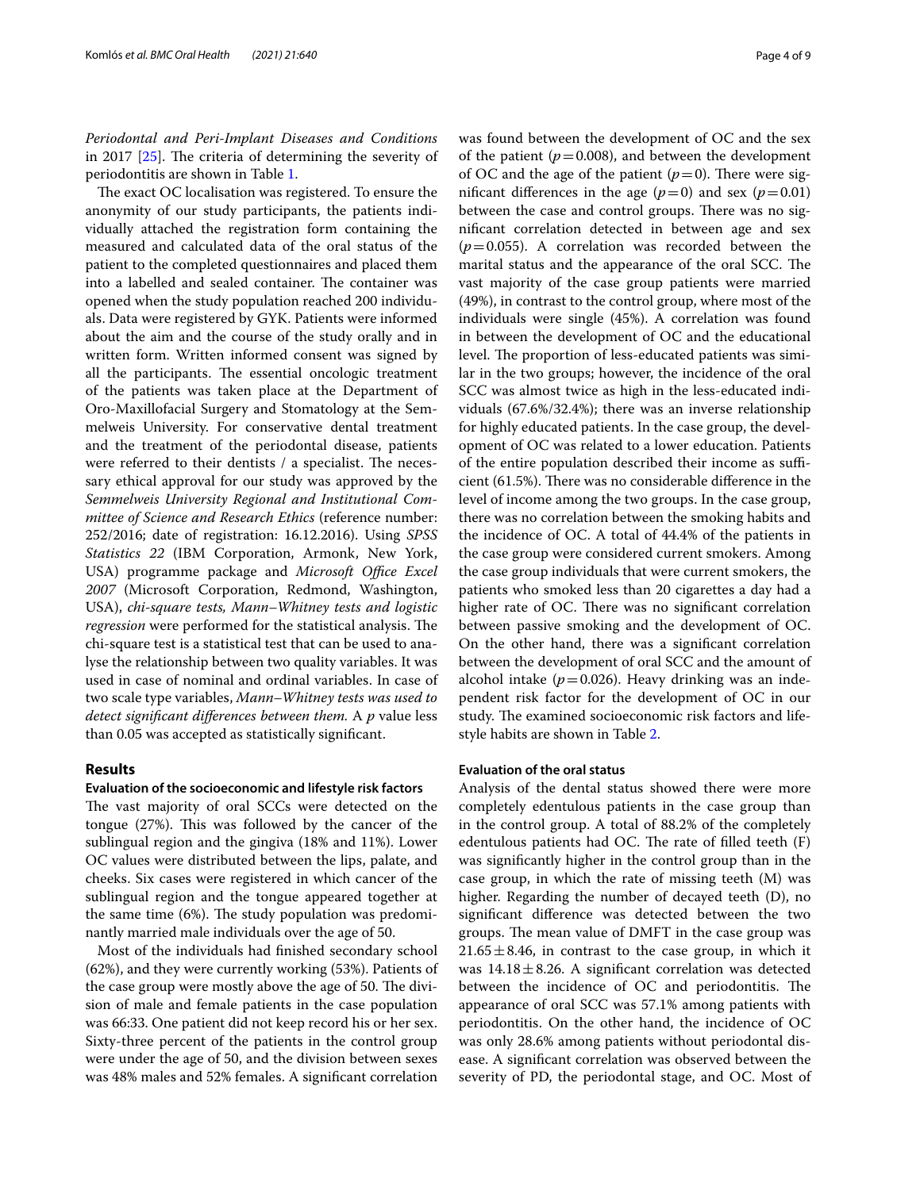*Periodontal and Peri-Implant Diseases and Conditions* in 2017 [25]. The criteria of determining the severity of periodontitis are shown in Table 1.

The exact OC localisation was registered. To ensure the anonymity of our study participants, the patients individually attached the registration form containing the measured and calculated data of the oral status of the patient to the completed questionnaires and placed them into a labelled and sealed container. The container was opened when the study population reached 200 individuals. Data were registered by GYK. Patients were informed about the aim and the course of the study orally and in written form. Written informed consent was signed by all the participants. The essential oncologic treatment of the patients was taken place at the Department of Oro-Maxillofacial Surgery and Stomatology at the Semmelweis University. For conservative dental treatment and the treatment of the periodontal disease, patients were referred to their dentists / a specialist. The necessary ethical approval for our study was approved by the *Semmelweis University Regional and Institutional Committee of Science and Research Ethics* (reference number: 252/2016; date of registration: 16.12.2016). Using *SPSS Statistics 22* (IBM Corporation, Armonk, New York, USA) programme package and *Microsoft Office Excel 2007* (Microsoft Corporation, Redmond, Washington, USA), *chi-square tests, Mann–Whitney tests and logistic regression* were performed for the statistical analysis. The chi-square test is a statistical test that can be used to analyse the relationship between two quality variables. It was used in case of nominal and ordinal variables. In case of two scale type variables, *Mann–Whitney tests was used to detect significant differences between them.* A $p$ value less than 0.05 was accepted as statistically significant.

## Results

### Evaluation of the socioeconomic and lifestyle risk factors

The vast majority of oral SCCs were detected on the tongue (27%). This was followed by the cancer of the sublingual region and the gingiva (18% and 11%). Lower OC values were distributed between the lips, palate, and cheeks. Six cases were registered in which cancer of the sublingual region and the tongue appeared together at the same time (6%). The study population was predominantly married male individuals over the age of 50.

Most of the individuals had finished secondary school (62%), and they were currently working (53%). Patients of the case group were mostly above the age of 50. The division of male and female patients in the case population was 66:33. One patient did not keep record his or her sex. Sixty-three percent of the patients in the control group were under the age of 50, and the division between sexes was 48% males and 52% females. A significant correlation was found between the development of OC and the sex of the patient ($p=0.008$), and between the development of OC and the age of the patient ($p=0$). There were significant differences in the age ($p=0$) and sex ($p=0.01$) between the case and control groups. There was no significant correlation detected in between age and sex ($p=0.055$). A correlation was recorded between the marital status and the appearance of the oral SCC. The vast majority of the case group patients were married (49%), in contrast to the control group, where most of the individuals were single (45%). A correlation was found in between the development of OC and the educational level. The proportion of less-educated patients was similar in the two groups; however, the incidence of the oral SCC was almost twice as high in the less-educated individuals (67.6%/32.4%); there was an inverse relationship for highly educated patients. In the case group, the development of OC was related to a lower education. Patients of the entire population described their income as sufficient (61.5%). There was no considerable difference in the level of income among the two groups. In the case group, there was no correlation between the smoking habits and the incidence of OC. A total of 44.4% of the patients in the case group were considered current smokers. Among the case group individuals that were current smokers, the patients who smoked less than 20 cigarettes a day had a higher rate of OC. There was no significant correlation between passive smoking and the development of OC. On the other hand, there was a significant correlation between the development of oral SCC and the amount of alcohol intake ($p=0.026$). Heavy drinking was an independent risk factor for the development of OC in our study. The examined socioeconomic risk factors and lifestyle habits are shown in Table 2.

### Evaluation of the oral status

Analysis of the dental status showed there were more completely edentulous patients in the case group than in the control group. A total of 88.2% of the completely edentulous patients had OC. The rate of filled teeth (F) was significantly higher in the control group than in the case group, in which the rate of missing teeth (M) was higher. Regarding the number of decayed teeth (D), no significant difference was detected between the two groups. The mean value of DMFT in the case group was $21.65 \pm 8.46$, in contrast to the case group, in which it was $14.18 \pm 8.26$. A significant correlation was detected between the incidence of OC and periodontitis. The appearance of oral SCC was 57.1% among patients with periodontitis. On the other hand, the incidence of OC was only 28.6% among patients without periodontal disease. A significant correlation was observed between the severity of PD, the periodontal stage, and OC. Most of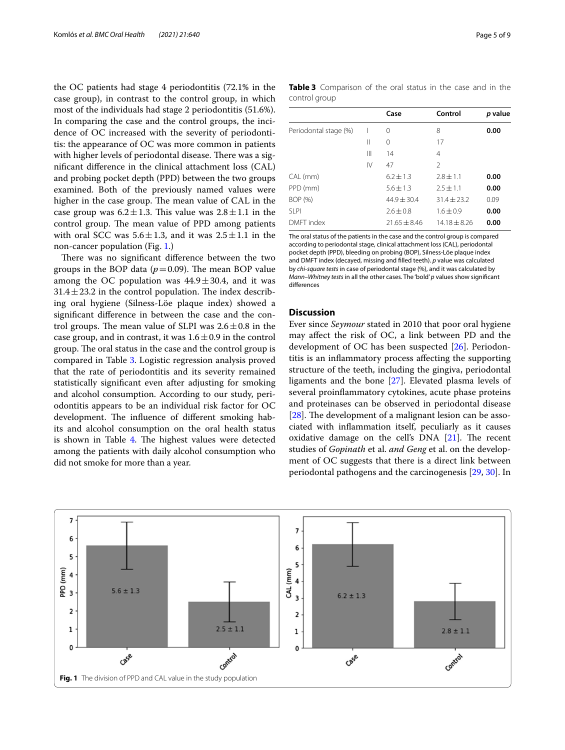the OC patients had stage 4 periodontitis (72.1% in the case group), in contrast to the control group, in which most of the individuals had stage 2 periodontitis (51.6%). In comparing the case and the control groups, the incidence of OC increased with the severity of periodontitis: the appearance of OC was more common in patients with higher levels of periodontal disease. There was a significant difference in the clinical attachment loss (CAL) and probing pocket depth (PPD) between the two groups examined. Both of the previously named values were higher in the case group. The mean value of CAL in the case group was $6.2 \pm 1.3$. This value was $2.8 \pm 1.1$ in the control group. The mean value of PPD among patients with oral SCC was $5.6 \pm 1.3$, and it was $2.5 \pm 1.1$ in the non-cancer population (Fig. 1.)

There was no significant difference between the two groups in the BOP data ($p = 0.09$). The mean BOP value among the OC population was $44.9 \pm 30.4$, and it was $31.4 \pm 23.2$ in the control population. The index describing oral hygiene (Silness-Löe plaque index) showed a significant difference in between the case and the control groups. The mean value of SLPI was $2.6 \pm 0.8$ in the case group, and in contrast, it was $1.6 \pm 0.9$ in the control group. The oral status in the case and the control group is compared in Table 3. Logistic regression analysis proved that the rate of periodontitis and its severity remained statistically significant even after adjusting for smoking and alcohol consumption. According to our study, periodontitis appears to be an individual risk factor for OC development. The influence of different smoking habits and alcohol consumption on the oral health status is shown in Table 4. The highest values were detected among the patients with daily alcohol consumption who did not smoke for more than a year.

**Table 3** Comparison of the oral status in the case and in the control group

| | | Case | Control | *p* value |
|---|---|---|---|---|
| Periodontal stage (%) | I | 0 | 8 | **0.00** |
| | II | 0 | 17 | |
| | III | 14 | 4 | |
| | IV | 47 | 2 | |
| CAL (mm) | | 6.2 ± 1.3 | 2.8 ± 1.1 | **0.00** |
| PPD (mm) | | 5.6 ± 1.3 | 2.5 ± 1.1 | **0.00** |
| BOP (%) | | 44.9 ± 30.4 | 31.4 ± 23.2 | 0.09 |
| SLPI | | 2.6 ± 0.8 | 1.6 ± 0.9 | **0.00** |
| DMFT index | | 21.65 ± 8.46 | 14.18 ± 8.26 | **0.00** |

The oral status of the patients in the case and the control group is compared according to periodontal stage, clinical attachment loss (CAL), periodontal pocket depth (PPD), bleeding on probing (BOP), Silness-Löe plaque index and DMFT index (decayed, missing and filled teeth). *p* value was calculated by *chi-square tests* in case of periodontal stage (%), and it was calculated by *Mann–Whitney tests* in all the other cases. The 'bold' *p* values show significant differences

## Discussion

Ever since *Seymour* stated in 2010 that poor oral hygiene may affect the risk of OC, a link between PD and the development of OC has been suspected [26]. Periodontitis is an inflammatory process affecting the supporting structure of the teeth, including the gingiva, periodontal ligaments and the bone [27]. Elevated plasma levels of several proinflammatory cytokines, acute phase proteins and proteinases can be observed in periodontal disease [28]. The development of a malignant lesion can be associated with inflammation itself, peculiary as it causes oxidative damage on the cell's DNA [21]. The recent studies of *Gopinath* et al. *and Geng* et al. on the development of OC suggests that there is a direct link between periodontal pathogens and the carcinogenesis [29, 30]. In

**Fig. 1** The division of PPD and CAL value in the study population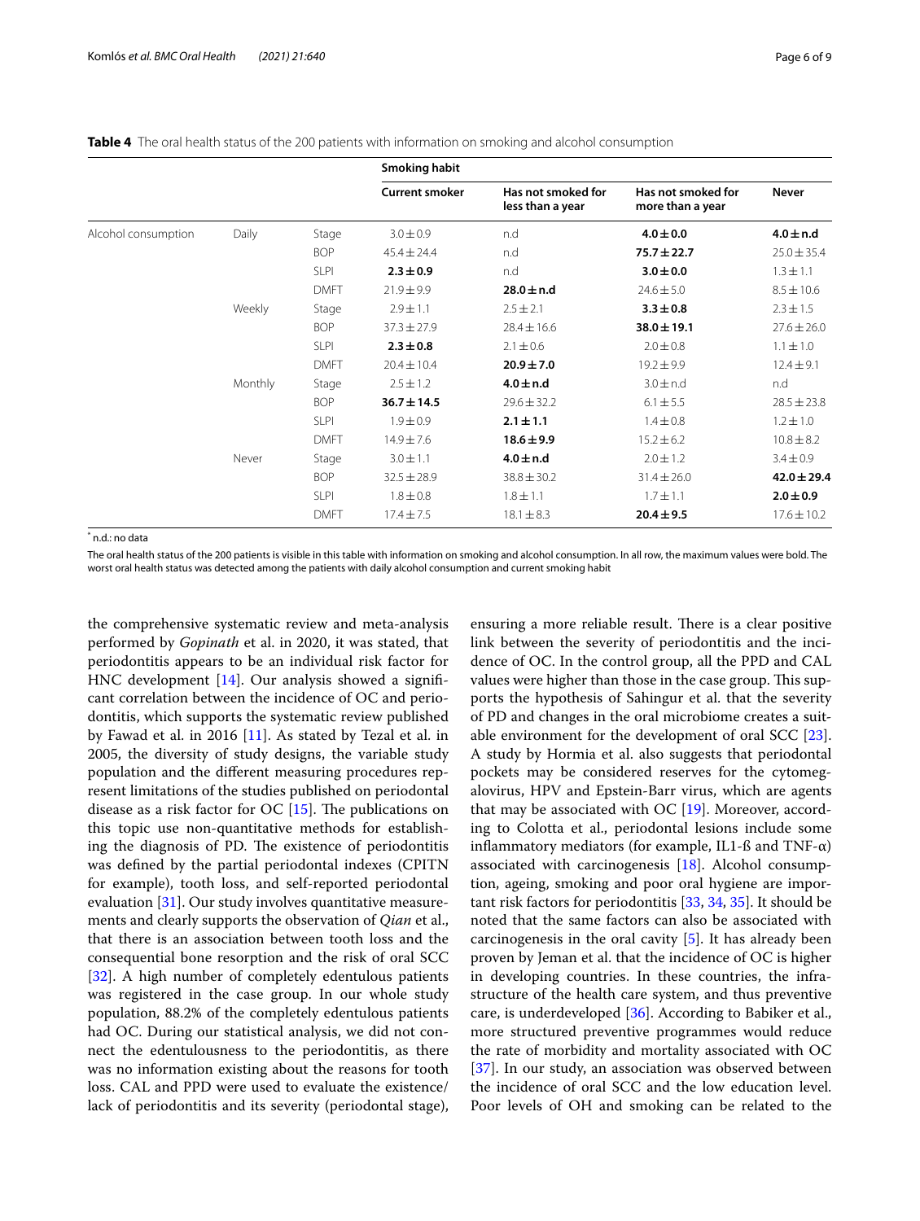**Table 4** The oral health status of the 200 patients with information on smoking and alcohol consumption

| | | | Smoking habit | | | |
|---|---|---|---|---|---|---|
| | | | Current smoker | Has not smoked for less than a year | Has not smoked for more than a year | Never |
| Alcohol consumption | Daily | Stage | 3.0 ± 0.9 | n.d | **4.0 ± 0.0** | **4.0 ± n.d** |
| | | BOP | 45.4 ± 24.4 | n.d | **75.7 ± 22.7** | 25.0 ± 35.4 |
| | | SLPI | **2.3 ± 0.9** | n.d | **3.0 ± 0.0** | 1.3 ± 1.1 |
| | | DMFT | 21.9 ± 9.9 | **28.0 ± n.d** | 24.6 ± 5.0 | 8.5 ± 10.6 |
| | Weekly | Stage | 2.9 ± 1.1 | 2.5 ± 2.1 | **3.3 ± 0.8** | 2.3 ± 1.5 |
| | | BOP | 37.3 ± 27.9 | 28.4 ± 16.6 | **38.0 ± 19.1** | 27.6 ± 26.0 |
| | | SLPI | **2.3 ± 0.8** | 2.1 ± 0.6 | 2.0 ± 0.8 | 1.1 ± 1.0 |
| | | DMFT | 20.4 ± 10.4 | **20.9 ± 7.0** | 19.2 ± 9.9 | 12.4 ± 9.1 |
| | Monthly | Stage | 2.5 ± 1.2 | **4.0 ± n.d** | 3.0 ± n.d | n.d |
| | | BOP | **36.7 ± 14.5** | 29.6 ± 32.2 | 6.1 ± 5.5 | 28.5 ± 23.8 |
| | | SLPI | 1.9 ± 0.9 | **2.1 ± 1.1** | 1.4 ± 0.8 | 1.2 ± 1.0 |
| | | DMFT | 14.9 ± 7.6 | **18.6 ± 9.9** | 15.2 ± 6.2 | 10.8 ± 8.2 |
| | Never | Stage | 3.0 ± 1.1 | **4.0 ± n.d** | 2.0 ± 1.2 | 3.4 ± 0.9 |
| | | BOP | 32.5 ± 28.9 | 38.8 ± 30.2 | 31.4 ± 26.0 | **42.0 ± 29.4** |
| | | SLPI | 1.8 ± 0.8 | 1.8 ± 1.1 | 1.7 ± 1.1 | **2.0 ± 0.9** |
| | | DMFT | 17.4 ± 7.5 | 18.1 ± 8.3 | **20.4 ± 9.5** | 17.6 ± 10.2 |

[*] n.d.: no data

The oral health status of the 200 patients is visible in this table with information on smoking and alcohol consumption. In all row, the maximum values were bold. The worst oral health status was detected among the patients with daily alcohol consumption and current smoking habit

the comprehensive systematic review and meta-analysis performed by *Gopinath* et al. in 2020, it was stated, that periodontitis appears to be an individual risk factor for HNC development [14]. Our analysis showed a significant correlation between the incidence of OC and periodontitis, which supports the systematic review published by Fawad et al. in 2016 [11]. As stated by Tezal et al. in 2005, the diversity of study designs, the variable study population and the different measuring procedures represent limitations of the studies published on periodontal disease as a risk factor for OC [15]. The publications on this topic use non-quantitative methods for establishing the diagnosis of PD. The existence of periodontitis was defined by the partial periodontal indexes (CPITN for example), tooth loss, and self-reported periodontal evaluation [31]. Our study involves quantitative measurements and clearly supports the observation of *Qian* et al., that there is an association between tooth loss and the consequential bone resorption and the risk of oral SCC [32]. A high number of completely edentulous patients was registered in the case group. In our whole study population, 88.2% of the completely edentulous patients had OC. During our statistical analysis, we did not connect the edentulousness to the periodontitis, as there was no information existing about the reasons for tooth loss. CAL and PPD were used to evaluate the existence/lack of periodontitis and its severity (periodontal stage), ensuring a more reliable result. There is a clear positive link between the severity of periodontitis and the incidence of OC. In the control group, all the PPD and CAL values were higher than those in the case group. This supports the hypothesis of Sahingur et al. that the severity of PD and changes in the oral microbiome creates a suitable environment for the development of oral SCC [23]. A study by Hormia et al. also suggests that periodontal pockets may be considered reserves for the cytomegalovirus, HPV and Epstein-Barr virus, which are agents that may be associated with OC [19]. Moreover, according to Colotta et al., periodontal lesions include some inflammatory mediators (for example, IL1-ß and TNF-α) associated with carcinogenesis [18]. Alcohol consumption, ageing, smoking and poor oral hygiene are important risk factors for periodontitis [33, 34, 35]. It should be noted that the same factors can also be associated with carcinogenesis in the oral cavity [5]. It has already been proven by Jeman et al. that the incidence of OC is higher in developing countries. In these countries, the infrastructure of the health care system, and thus preventive care, is underdeveloped [36]. According to Babiker et al., more structured preventive programmes would reduce the rate of morbidity and mortality associated with OC [37]. In our study, an association was observed between the incidence of oral SCC and the low education level. Poor levels of OH and smoking can be related to the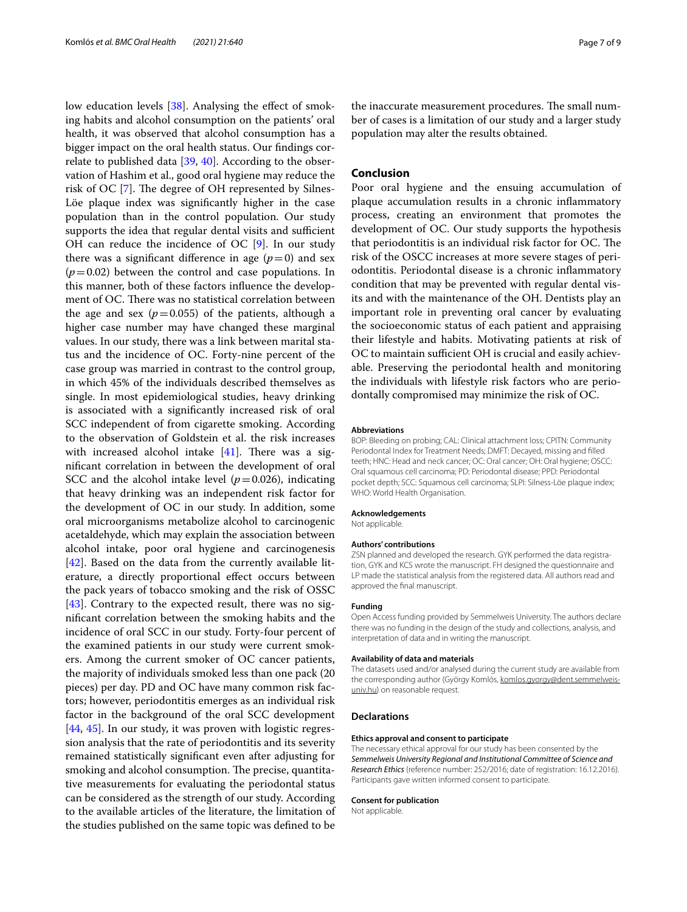low education levels [38]. Analysing the effect of smoking habits and alcohol consumption on the patients' oral health, it was observed that alcohol consumption has a bigger impact on the oral health status. Our findings correlate to published data [39, 40]. According to the observation of Hashim et al., good oral hygiene may reduce the risk of OC [7]. The degree of OH represented by Silnes-Löe plaque index was significantly higher in the case population than in the control population. Our study supports the idea that regular dental visits and sufficient OH can reduce the incidence of OC [9]. In our study there was a significant difference in age ($p=0$) and sex ($p=0.02$) between the control and case populations. In this manner, both of these factors influence the development of OC. There was no statistical correlation between the age and sex ($p=0.055$) of the patients, although a higher case number may have changed these marginal values. In our study, there was a link between marital status and the incidence of OC. Forty-nine percent of the case group was married in contrast to the control group, in which 45% of the individuals described themselves as single. In most epidemiological studies, heavy drinking is associated with a significantly increased risk of oral SCC independent of from cigarette smoking. According to the observation of Goldstein et al. the risk increases with increased alcohol intake [41]. There was a significant correlation in between the development of oral SCC and the alcohol intake level ($p=0.026$), indicating that heavy drinking was an independent risk factor for the development of OC in our study. In addition, some oral microorganisms metabolize alcohol to carcinogenic acetaldehyde, which may explain the association between alcohol intake, poor oral hygiene and carcinogenesis [42]. Based on the data from the currently available literature, a directly proportional effect occurs between the pack years of tobacco smoking and the risk of OSSC [43]. Contrary to the expected result, there was no significant correlation between the smoking habits and the incidence of oral SCC in our study. Forty-four percent of the examined patients in our study were current smokers. Among the current smoker of OC cancer patients, the majority of individuals smoked less than one pack (20 pieces) per day. PD and OC have many common risk factors; however, periodontitis emerges as an individual risk factor in the background of the oral SCC development [44, 45]. In our study, it was proven with logistic regression analysis that the rate of periodontitis and its severity remained statistically significant even after adjusting for smoking and alcohol consumption. The precise, quantitative measurements for evaluating the periodontal status can be considered as the strength of our study. According to the available articles of the literature, the limitation of the studies published on the same topic was defined to be the inaccurate measurement procedures. The small number of cases is a limitation of our study and a larger study population may alter the results obtained.

## Conclusion

Poor oral hygiene and the ensuing accumulation of plaque accumulation results in a chronic inflammatory process, creating an environment that promotes the development of OC. Our study supports the hypothesis that periodontitis is an individual risk factor for OC. The risk of the OSCC increases at more severe stages of periodontitis. Periodontal disease is a chronic inflammatory condition that may be prevented with regular dental visits and with the maintenance of the OH. Dentists play an important role in preventing oral cancer by evaluating the socioeconomic status of each patient and appraising their lifestyle and habits. Motivating patients at risk of OC to maintain sufficient OH is crucial and easily achievable. Preserving the periodontal health and monitoring the individuals with lifestyle risk factors who are periodontally compromised may minimize the risk of OC.

#### Abbreviations

BOP: Bleeding on probing; CAL: Clinical attachment loss; CPITN: Community Periodontal Index for Treatment Needs; DMFT: Decayed, missing and filled teeth; HNC: Head and neck cancer; OC: Oral cancer; OH: Oral hygiene; OSCC: Oral squamous cell carcinoma; PD: Periodontal disease; PPD: Periodontal pocket depth; SCC: Squamous cell carcinoma; SLPI: Silness-Löe plaque index; WHO: World Health Organisation.

#### Acknowledgements

Not applicable.

#### Authors' contributions

ZSN planned and developed the research. GYK performed the data registration, GYK and KCS wrote the manuscript. FH designed the questionnaire and LP made the statistical analysis from the registered data. All authors read and approved the final manuscript.

#### Funding

Open Access funding provided by Semmelweis University. The authors declare there was no funding in the design of the study and collections, analysis, and interpretation of data and in writing the manuscript.

#### Availability of data and materials

The datasets used and/or analysed during the current study are available from the corresponding author (György Komlós, komlos.gyorgy@dent.semmelweis-univ.hu) on reasonable request.

## Declarations

#### Ethics approval and consent to participate

The necessary ethical approval for our study has been consented by the *Semmelweis University Regional and Institutional Committee of Science and Research Ethics* (reference number: 252/2016; date of registration: 16.12.2016). Participants gave written informed consent to participate.

#### Consent for publication

Not applicable.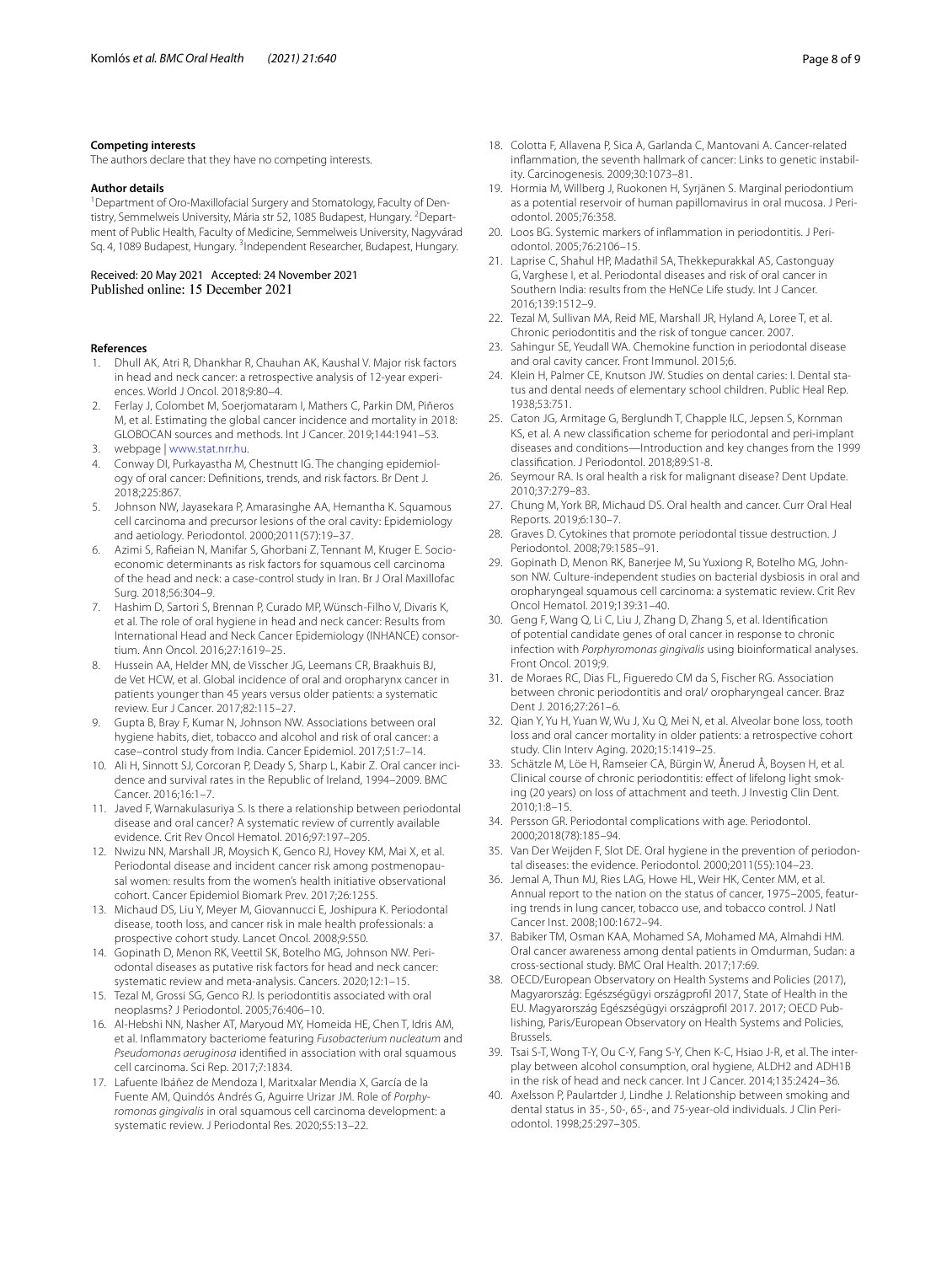### Competing interests

The authors declare that they have no competing interests.

### Author details

[1]Department of Oro-Maxillofacial Surgery and Stomatology, Faculty of Dentistry, Semmelweis University, Mária str 52, 1085 Budapest, Hungary. [2]Department of Public Health, Faculty of Medicine, Semmelweis University, Nagyvárad Sq. 4, 1089 Budapest, Hungary. [3]Independent Researcher, Budapest, Hungary.

Received: 20 May 2021 Accepted: 24 November 2021
Published online: 15 December 2021

### References

1. Dhull AK, Atri R, Dhankhar R, Chauhan AK, Kaushal V. Major risk factors in head and neck cancer: a retrospective analysis of 12-year experiences. World J Oncol. 2018;9:80–4.
2. Ferlay J, Colombet M, Soerjomataram I, Mathers C, Parkin DM, Piñeros M, et al. Estimating the global cancer incidence and mortality in 2018: GLOBOCAN sources and methods. Int J Cancer. 2019;144:1941–53.
3. webpage | www.stat.nrr.hu.
4. Conway DI, Purkayastha M, Chestnutt IG. The changing epidemiology of oral cancer: Definitions, trends, and risk factors. Br Dent J. 2018;225:867.
5. Johnson NW, Jayasekara P, Amarasinghe AA, Hemantha K. Squamous cell carcinoma and precursor lesions of the oral cavity: Epidemiology and aetiology. Periodontol. 2000;2011(57):19–37.
6. Azimi S, Rafieian N, Manifar S, Ghorbani Z, Tennant M, Kruger E. Socioeconomic determinants as risk factors for squamous cell carcinoma of the head and neck: a case-control study in Iran. Br J Oral Maxillofac Surg. 2018;56:304–9.
7. Hashim D, Sartori S, Brennan P, Curado MP, Wünsch-Filho V, Divaris K, et al. The role of oral hygiene in head and neck cancer: Results from International Head and Neck Cancer Epidemiology (INHANCE) consortium. Ann Oncol. 2016;27:1619–25.
8. Hussein AA, Helder MN, de Visscher JG, Leemans CR, Braakhuis BJ, de Vet HCW, et al. Global incidence of oral and oropharynx cancer in patients younger than 45 years versus older patients: a systematic review. Eur J Cancer. 2017;82:115–27.
9. Gupta B, Bray F, Kumar N, Johnson NW. Associations between oral hygiene habits, diet, tobacco and alcohol and risk of oral cancer: a case–control study from India. Cancer Epidemiol. 2017;51:7–14.
10. Ali H, Sinnott SJ, Corcoran P, Deady S, Sharp L, Kabir Z. Oral cancer incidence and survival rates in the Republic of Ireland, 1994–2009. BMC Cancer. 2016;16:1–7.
11. Javed F, Warnakulasuriya S. Is there a relationship between periodontal disease and oral cancer? A systematic review of currently available evidence. Crit Rev Oncol Hematol. 2016;97:197–205.
12. Nwizu NN, Marshall JR, Moysich K, Genco RJ, Hovey KM, Mai X, et al. Periodontal disease and incident cancer risk among postmenopausal women: results from the women's health initiative observational cohort. Cancer Epidemiol Biomark Prev. 2017;26:1255.
13. Michaud DS, Liu Y, Meyer M, Giovannucci E, Joshipura K. Periodontal disease, tooth loss, and cancer risk in male health professionals: a prospective cohort study. Lancet Oncol. 2008;9:550.
14. Gopinath D, Menon RK, Veettil SK, Botelho MG, Johnson NW. Periodontal diseases as putative risk factors for head and neck cancer: systematic review and meta-analysis. Cancers. 2020;12:1–15.
15. Tezal M, Grossi SG, Genco RJ. Is periodontitis associated with oral neoplasms? J Periodontol. 2005;76:406–10.
16. Al-Hebshi NN, Nasher AT, Maryoud MY, Homeida HE, Chen T, Idris AM, et al. Inflammatory bacteriome featuring *Fusobacterium nucleatum* and *Pseudomonas aeruginosa* identified in association with oral squamous cell carcinoma. Sci Rep. 2017;7:1834.
17. Lafuente Ibáñez de Mendoza I, Maritxalar Mendia X, García de la Fuente AM, Quindós Andrés G, Aguirre Urizar JM. Role of *Porphyromonas gingivalis* in oral squamous cell carcinoma development: a systematic review. J Periodontal Res. 2020;55:13–22.
18. Colotta F, Allavena P, Sica A, Garlanda C, Mantovani A. Cancer-related inflammation, the seventh hallmark of cancer: Links to genetic instability. Carcinogenesis. 2009;30:1073–81.
19. Hormia M, Willberg J, Ruokonen H, Syrjänen S. Marginal periodontium as a potential reservoir of human papillomavirus in oral mucosa. J Periodontol. 2005;76:358.
20. Loos BG. Systemic markers of inflammation in periodontitis. J Periodontol. 2005;76:2106–15.
21. Laprise C, Shahul HP, Madathil SA, Thekkepurakkal AS, Castonguay G, Varghese I, et al. Periodontal diseases and risk of oral cancer in Southern India: results from the HeNCe Life study. Int J Cancer. 2016;139:1512–9.
22. Tezal M, Sullivan MA, Reid ME, Marshall JR, Hyland A, Loree T, et al. Chronic periodontitis and the risk of tongue cancer. 2007.
23. Sahingur SE, Yeudall WA. Chemokine function in periodontal disease and oral cavity cancer. Front Immunol. 2015;6.
24. Klein H, Palmer CE, Knutson JW. Studies on dental caries: I. Dental status and dental needs of elementary school children. Public Heal Rep. 1938;53:751.
25. Caton JG, Armitage G, Berglundh T, Chapple ILC, Jepsen S, Kornman KS, et al. A new classification scheme for periodontal and peri-implant diseases and conditions—Introduction and key changes from the 1999 classification. J Periodontol. 2018;89:S1-8.
26. Seymour RA. Is oral health a risk for malignant disease? Dent Update. 2010;37:279–83.
27. Chung M, York BR, Michaud DS. Oral health and cancer. Curr Oral Heal Reports. 2019;6:130–7.
28. Graves D. Cytokines that promote periodontal tissue destruction. J Periodontol. 2008;79:1585–91.
29. Gopinath D, Menon RK, Banerjee M, Su Yuxiong R, Botelho MG, Johnson NW. Culture-independent studies on bacterial dysbiosis in oral and oropharyngeal squamous cell carcinoma: a systematic review. Crit Rev Oncol Hematol. 2019;139:31–40.
30. Geng F, Wang Q, Li C, Liu J, Zhang D, Zhang S, et al. Identification of potential candidate genes of oral cancer in response to chronic infection with *Porphyromonas gingivalis* using bioinformatical analyses. Front Oncol. 2019;9.
31. de Moraes RC, Dias FL, Figueredo CM da S, Fischer RG. Association between chronic periodontitis and oral/ oropharyngeal cancer. Braz Dent J. 2016;27:261–6.
32. Qian Y, Yu H, Yuan W, Wu J, Xu Q, Mei N, et al. Alveolar bone loss, tooth loss and oral cancer mortality in older patients: a retrospective cohort study. Clin Interv Aging. 2020;15:1419–25.
33. Schätzle M, Löe H, Ramseier CA, Bürgin W, Ånerud Å, Boysen H, et al. Clinical course of chronic periodontitis: effect of lifelong light smoking (20 years) on loss of attachment and teeth. J Investig Clin Dent. 2010;1:8–15.
34. Persson GR. Periodontal complications with age. Periodontol. 2000;2018(78):185–94.
35. Van Der Weijden F, Slot DE. Oral hygiene in the prevention of periodontal diseases: the evidence. Periodontol. 2000;2011(55):104–23.
36. Jemal A, Thun MJ, Ries LAG, Howe HL, Weir HK, Center MM, et al. Annual report to the nation on the status of cancer, 1975–2005, featuring trends in lung cancer, tobacco use, and tobacco control. J Natl Cancer Inst. 2008;100:1672–94.
37. Babiker TM, Osman KAA, Mohamed SA, Mohamed MA, Almahdi HM. Oral cancer awareness among dental patients in Omdurman, Sudan: a cross-sectional study. BMC Oral Health. 2017;17:69.
38. OECD/European Observatory on Health Systems and Policies (2017), Magyarország: Egészségügyi országprofil 2017, State of Health in the EU. Magyarország Egészségügyi országprofil 2017. 2017; OECD Publishing, Paris/European Observatory on Health Systems and Policies, Brussels.
39. Tsai S-T, Wong T-Y, Ou C-Y, Fang S-Y, Chen K-C, Hsiao J-R, et al. The interplay between alcohol consumption, oral hygiene, ALDH2 and ADH1B in the risk of head and neck cancer. Int J Cancer. 2014;135:2424–36.
40. Axelsson P, Paulartder J, Lindhe J. Relationship between smoking and dental status in 35-, 50-, 65-, and 75-year-old individuals. J Clin Periodontol. 1998;25:297–305.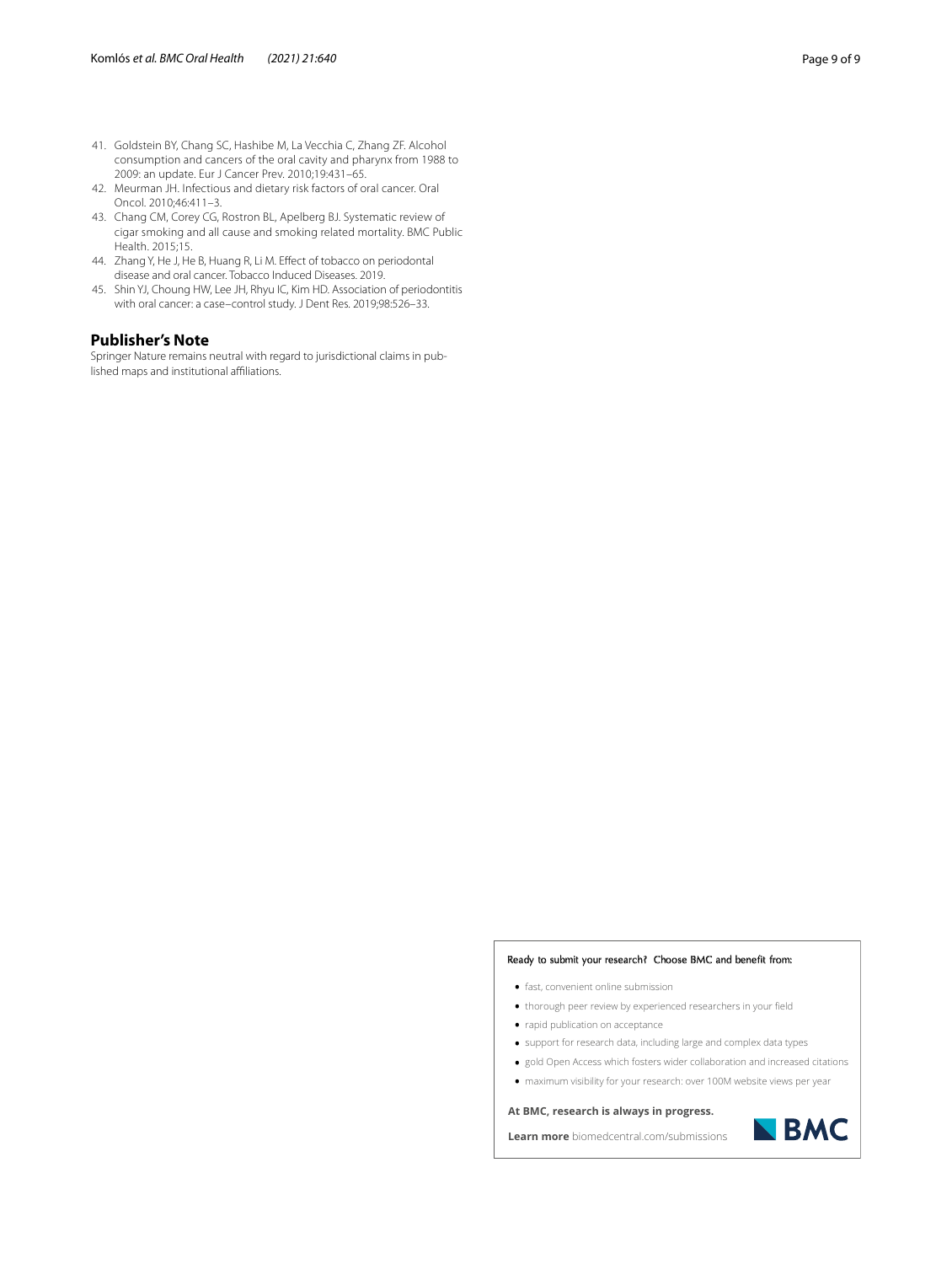41. Goldstein BY, Chang SC, Hashibe M, La Vecchia C, Zhang ZF. Alcohol consumption and cancers of the oral cavity and pharynx from 1988 to 2009: an update. Eur J Cancer Prev. 2010;19:431–65.
42. Meurman JH. Infectious and dietary risk factors of oral cancer. Oral Oncol. 2010;46:411–3.
43. Chang CM, Corey CG, Rostron BL, Apelberg BJ. Systematic review of cigar smoking and all cause and smoking related mortality. BMC Public Health. 2015;15.
44. Zhang Y, He J, He B, Huang R, Li M. Effect of tobacco on periodontal disease and oral cancer. Tobacco Induced Diseases. 2019.
45. Shin YJ, Choung HW, Lee JH, Rhyu IC, Kim HD. Association of periodontitis with oral cancer: a case–control study. J Dent Res. 2019;98:526–33.

## Publisher's Note

Springer Nature remains neutral with regard to jurisdictional claims in published maps and institutional affiliations.

Ready to submit your research? Choose BMC and benefit from:

- fast, convenient online submission
- thorough peer review by experienced researchers in your field
- rapid publication on acceptance
- support for research data, including large and complex data types
- gold Open Access which fosters wider collaboration and increased citations
- maximum visibility for your research: over 100M website views per year

**At BMC, research is always in progress.**

**Learn more** biomedcentral.com/submissions

BMC